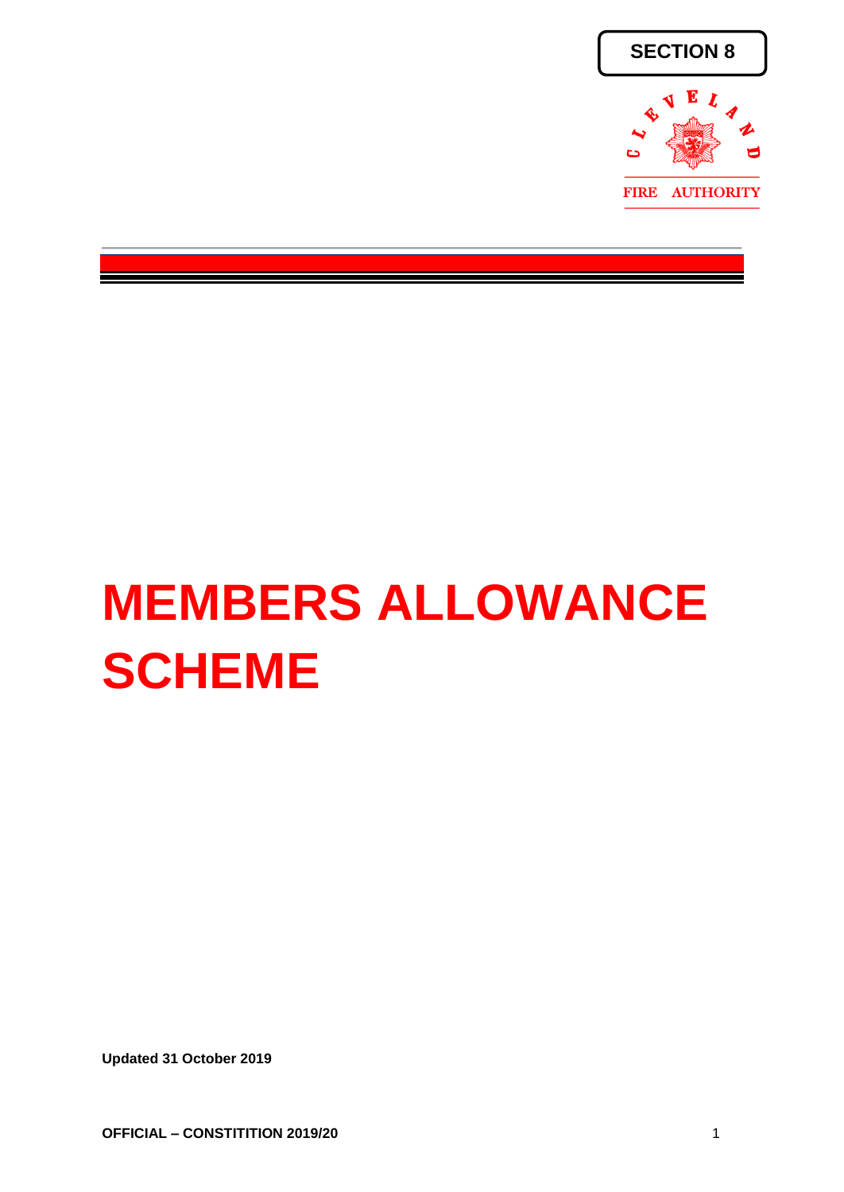**SECTION 8**

CLEVELAND FIRE AUTHORITY

# MEMBERS ALLOWANCE SCHEME

**Updated 31 October 2019**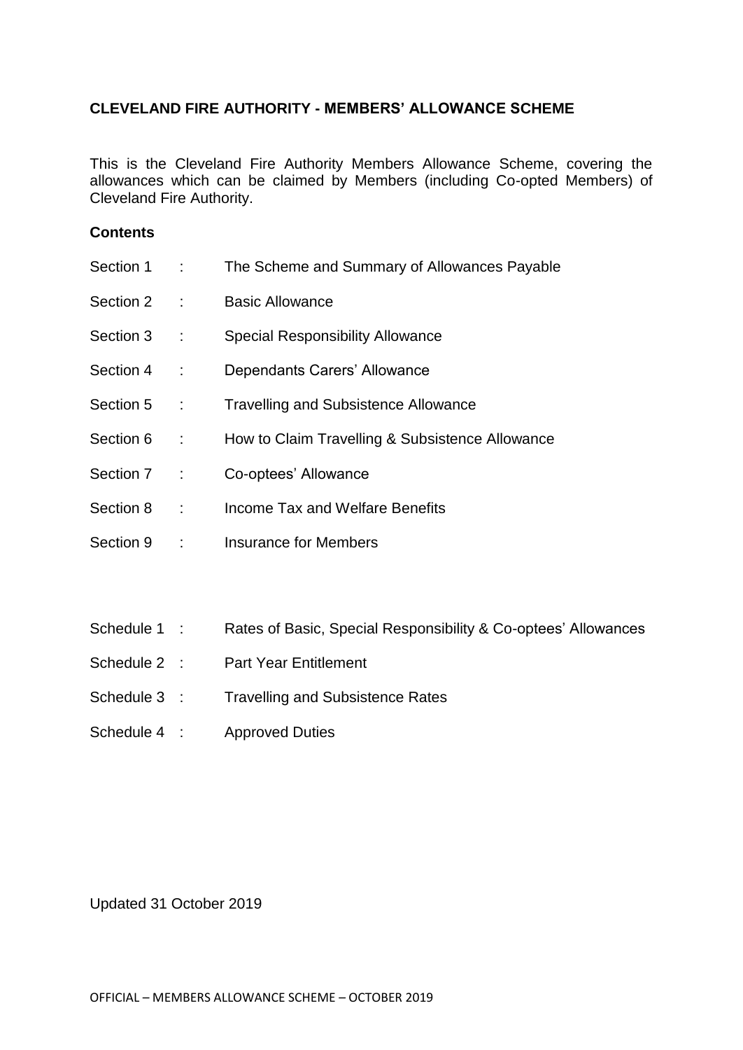**CLEVELAND FIRE AUTHORITY - MEMBERS' ALLOWANCE SCHEME**

This is the Cleveland Fire Authority Members Allowance Scheme, covering the allowances which can be claimed by Members (including Co-opted Members) of Cleveland Fire Authority.

**Contents**

| | | |
|---|---|---|
| Section 1 | : | The Scheme and Summary of Allowances Payable |
| Section 2 | : | Basic Allowance |
| Section 3 | : | Special Responsibility Allowance |
| Section 4 | : | Dependants Carers' Allowance |
| Section 5 | : | Travelling and Subsistence Allowance |
| Section 6 | : | How to Claim Travelling & Subsistence Allowance |
| Section 7 | : | Co-optees' Allowance |
| Section 8 | : | Income Tax and Welfare Benefits |
| Section 9 | : | Insurance for Members |
| | | |
| Schedule 1 | : | Rates of Basic, Special Responsibility & Co-optees' Allowances |
| Schedule 2 | : | Part Year Entitlement |
| Schedule 3 | : | Travelling and Subsistence Rates |
| Schedule 4 | : | Approved Duties |

Updated 31 October 2019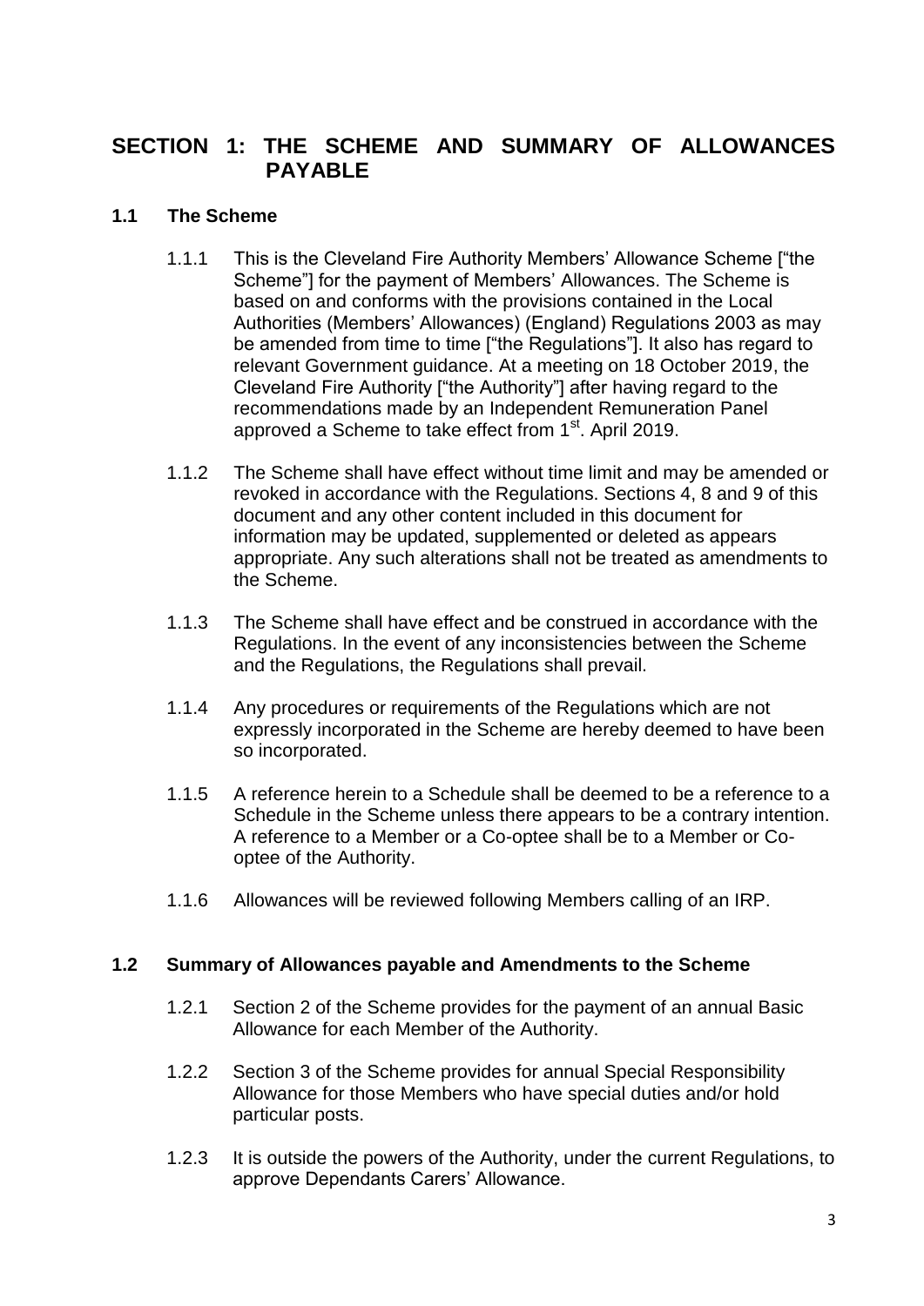## SECTION 1: THE SCHEME AND SUMMARY OF ALLOWANCES PAYABLE

### 1.1 The Scheme

1.1.1 This is the Cleveland Fire Authority Members' Allowance Scheme ["the Scheme"] for the payment of Members' Allowances. The Scheme is based on and conforms with the provisions contained in the Local Authorities (Members' Allowances) (England) Regulations 2003 as may be amended from time to time ["the Regulations"]. It also has regard to relevant Government guidance. At a meeting on 18 October 2019, the Cleveland Fire Authority ["the Authority"] after having regard to the recommendations made by an Independent Remuneration Panel approved a Scheme to take effect from 1st. April 2019.

1.1.2 The Scheme shall have effect without time limit and may be amended or revoked in accordance with the Regulations. Sections 4, 8 and 9 of this document and any other content included in this document for information may be updated, supplemented or deleted as appears appropriate. Any such alterations shall not be treated as amendments to the Scheme.

1.1.3 The Scheme shall have effect and be construed in accordance with the Regulations. In the event of any inconsistencies between the Scheme and the Regulations, the Regulations shall prevail.

1.1.4 Any procedures or requirements of the Regulations which are not expressly incorporated in the Scheme are hereby deemed to have been so incorporated.

1.1.5 A reference herein to a Schedule shall be deemed to be a reference to a Schedule in the Scheme unless there appears to be a contrary intention. A reference to a Member or a Co-optee shall be to a Member or Co-optee of the Authority.

1.1.6 Allowances will be reviewed following Members calling of an IRP.

### 1.2 Summary of Allowances payable and Amendments to the Scheme

1.2.1 Section 2 of the Scheme provides for the payment of an annual Basic Allowance for each Member of the Authority.

1.2.2 Section 3 of the Scheme provides for annual Special Responsibility Allowance for those Members who have special duties and/or hold particular posts.

1.2.3 It is outside the powers of the Authority, under the current Regulations, to approve Dependants Carers' Allowance.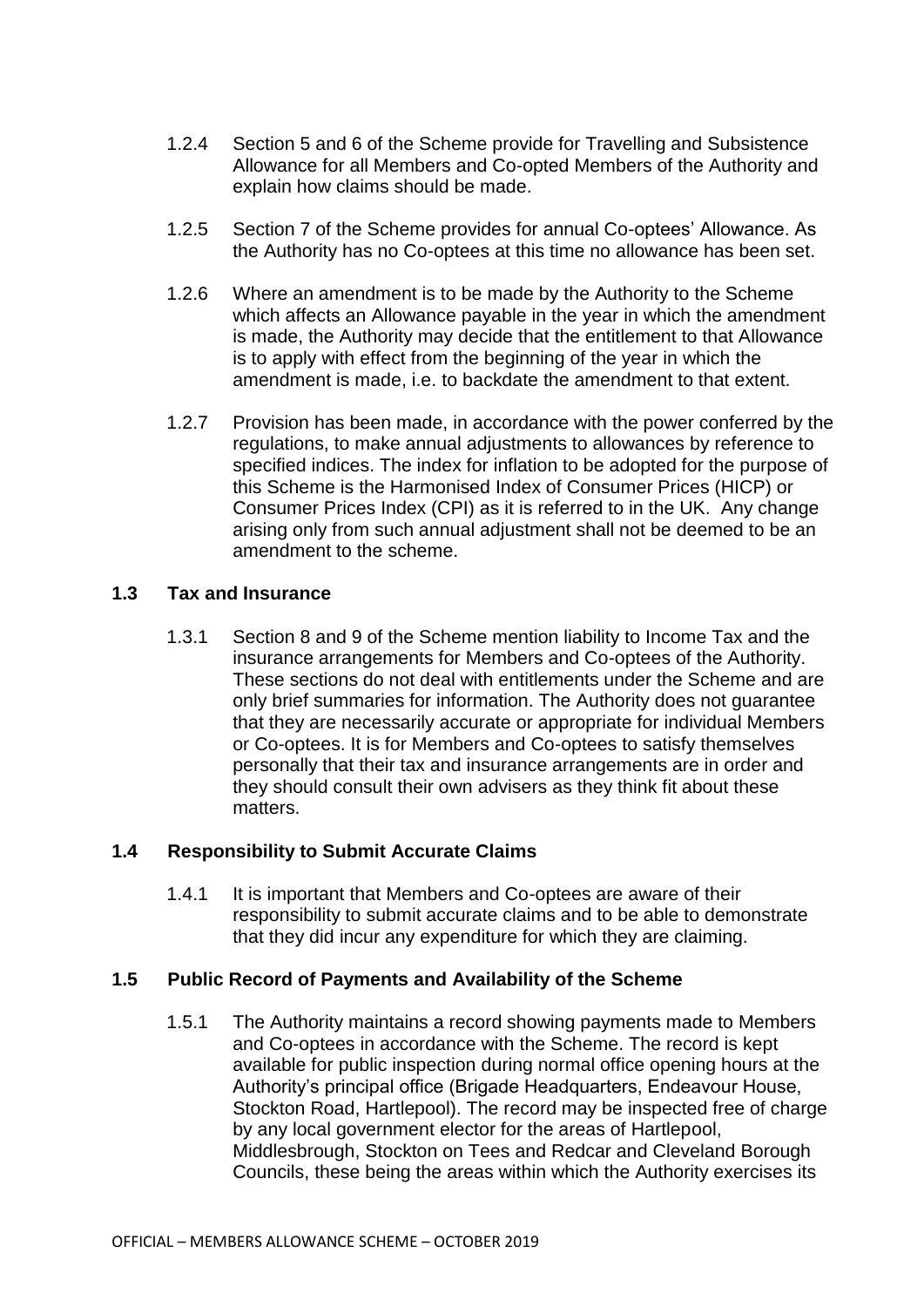1.2.4 Section 5 and 6 of the Scheme provide for Travelling and Subsistence Allowance for all Members and Co-opted Members of the Authority and explain how claims should be made.

1.2.5 Section 7 of the Scheme provides for annual Co-optees' Allowance. As the Authority has no Co-optees at this time no allowance has been set.

1.2.6 Where an amendment is to be made by the Authority to the Scheme which affects an Allowance payable in the year in which the amendment is made, the Authority may decide that the entitlement to that Allowance is to apply with effect from the beginning of the year in which the amendment is made, i.e. to backdate the amendment to that extent.

1.2.7 Provision has been made, in accordance with the power conferred by the regulations, to make annual adjustments to allowances by reference to specified indices. The index for inflation to be adopted for the purpose of this Scheme is the Harmonised Index of Consumer Prices (HICP) or Consumer Prices Index (CPI) as it is referred to in the UK. Any change arising only from such annual adjustment shall not be deemed to be an amendment to the scheme.

### 1.3 Tax and Insurance

1.3.1 Section 8 and 9 of the Scheme mention liability to Income Tax and the insurance arrangements for Members and Co-optees of the Authority. These sections do not deal with entitlements under the Scheme and are only brief summaries for information. The Authority does not guarantee that they are necessarily accurate or appropriate for individual Members or Co-optees. It is for Members and Co-optees to satisfy themselves personally that their tax and insurance arrangements are in order and they should consult their own advisers as they think fit about these matters.

### 1.4 Responsibility to Submit Accurate Claims

1.4.1 It is important that Members and Co-optees are aware of their responsibility to submit accurate claims and to be able to demonstrate that they did incur any expenditure for which they are claiming.

### 1.5 Public Record of Payments and Availability of the Scheme

1.5.1 The Authority maintains a record showing payments made to Members and Co-optees in accordance with the Scheme. The record is kept available for public inspection during normal office opening hours at the Authority's principal office (Brigade Headquarters, Endeavour House, Stockton Road, Hartlepool). The record may be inspected free of charge by any local government elector for the areas of Hartlepool, Middlesbrough, Stockton on Tees and Redcar and Cleveland Borough Councils, these being the areas within which the Authority exercises its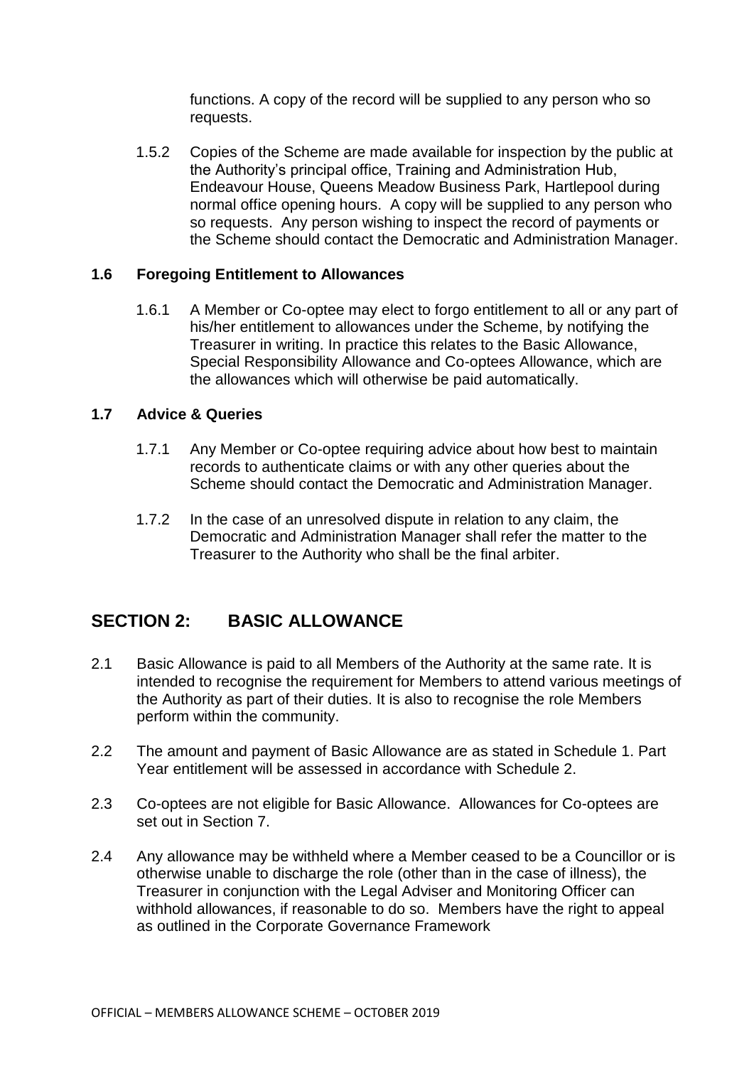functions. A copy of the record will be supplied to any person who so requests.

1.5.2 Copies of the Scheme are made available for inspection by the public at the Authority's principal office, Training and Administration Hub, Endeavour House, Queens Meadow Business Park, Hartlepool during normal office opening hours. A copy will be supplied to any person who so requests. Any person wishing to inspect the record of payments or the Scheme should contact the Democratic and Administration Manager.

### 1.6 Foregoing Entitlement to Allowances

1.6.1 A Member or Co-optee may elect to forgo entitlement to all or any part of his/her entitlement to allowances under the Scheme, by notifying the Treasurer in writing. In practice this relates to the Basic Allowance, Special Responsibility Allowance and Co-optees Allowance, which are the allowances which will otherwise be paid automatically.

### 1.7 Advice & Queries

1.7.1 Any Member or Co-optee requiring advice about how best to maintain records to authenticate claims or with any other queries about the Scheme should contact the Democratic and Administration Manager.

1.7.2 In the case of an unresolved dispute in relation to any claim, the Democratic and Administration Manager shall refer the matter to the Treasurer to the Authority who shall be the final arbiter.

## SECTION 2: BASIC ALLOWANCE

2.1 Basic Allowance is paid to all Members of the Authority at the same rate. It is intended to recognise the requirement for Members to attend various meetings of the Authority as part of their duties. It is also to recognise the role Members perform within the community.

2.2 The amount and payment of Basic Allowance are as stated in Schedule 1. Part Year entitlement will be assessed in accordance with Schedule 2.

2.3 Co-optees are not eligible for Basic Allowance. Allowances for Co-optees are set out in Section 7.

2.4 Any allowance may be withheld where a Member ceased to be a Councillor or is otherwise unable to discharge the role (other than in the case of illness), the Treasurer in conjunction with the Legal Adviser and Monitoring Officer can withhold allowances, if reasonable to do so. Members have the right to appeal as outlined in the Corporate Governance Framework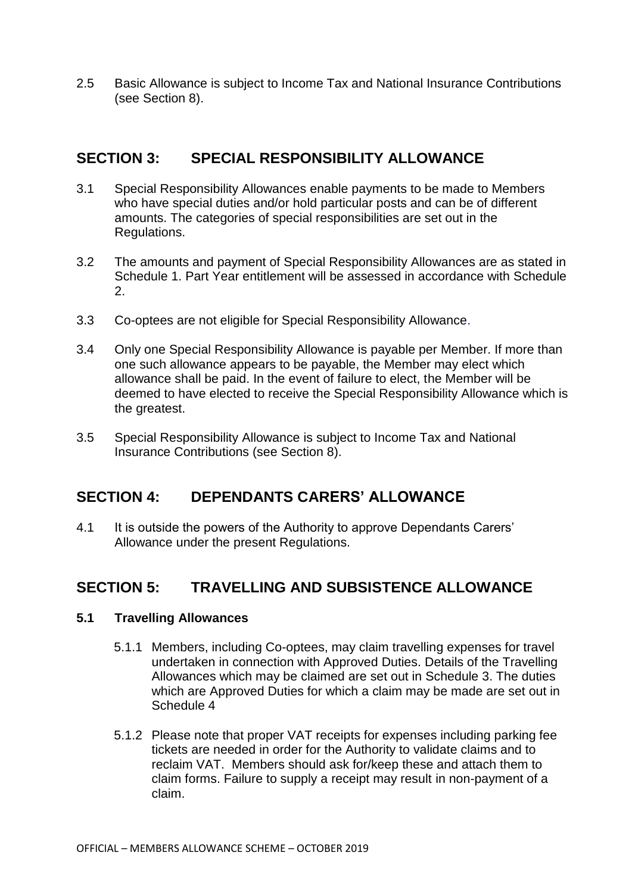2.5 Basic Allowance is subject to Income Tax and National Insurance Contributions (see Section 8).

## SECTION 3: SPECIAL RESPONSIBILITY ALLOWANCE

3.1 Special Responsibility Allowances enable payments to be made to Members who have special duties and/or hold particular posts and can be of different amounts. The categories of special responsibilities are set out in the Regulations.

3.2 The amounts and payment of Special Responsibility Allowances are as stated in Schedule 1. Part Year entitlement will be assessed in accordance with Schedule 2.

3.3 Co-optees are not eligible for Special Responsibility Allowance.

3.4 Only one Special Responsibility Allowance is payable per Member. If more than one such allowance appears to be payable, the Member may elect which allowance shall be paid. In the event of failure to elect, the Member will be deemed to have elected to receive the Special Responsibility Allowance which is the greatest.

3.5 Special Responsibility Allowance is subject to Income Tax and National Insurance Contributions (see Section 8).

## SECTION 4: DEPENDANTS CARERS' ALLOWANCE

4.1 It is outside the powers of the Authority to approve Dependants Carers' Allowance under the present Regulations.

## SECTION 5: TRAVELLING AND SUBSISTENCE ALLOWANCE

### 5.1 Travelling Allowances

5.1.1 Members, including Co-optees, may claim travelling expenses for travel undertaken in connection with Approved Duties. Details of the Travelling Allowances which may be claimed are set out in Schedule 3. The duties which are Approved Duties for which a claim may be made are set out in Schedule 4

5.1.2 Please note that proper VAT receipts for expenses including parking fee tickets are needed in order for the Authority to validate claims and to reclaim VAT. Members should ask for/keep these and attach them to claim forms. Failure to supply a receipt may result in non-payment of a claim.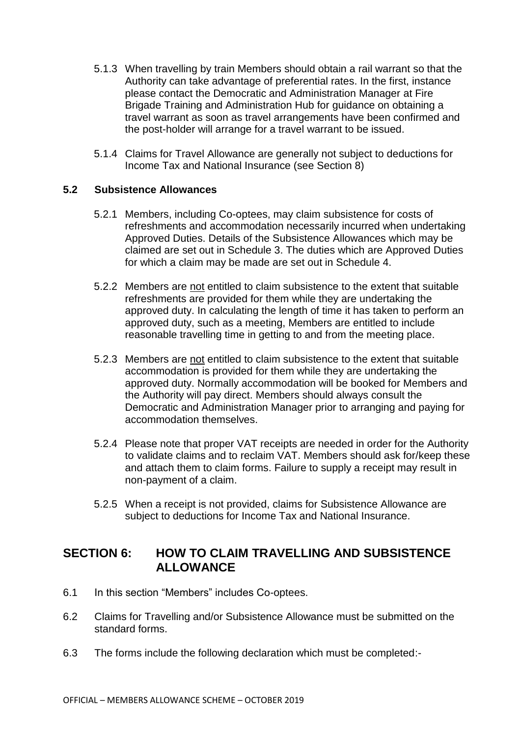5.1.3 When travelling by train Members should obtain a rail warrant so that the Authority can take advantage of preferential rates. In the first, instance please contact the Democratic and Administration Manager at Fire Brigade Training and Administration Hub for guidance on obtaining a travel warrant as soon as travel arrangements have been confirmed and the post-holder will arrange for a travel warrant to be issued.

5.1.4 Claims for Travel Allowance are generally not subject to deductions for Income Tax and National Insurance (see Section 8)

### 5.2 Subsistence Allowances

5.2.1 Members, including Co-optees, may claim subsistence for costs of refreshments and accommodation necessarily incurred when undertaking Approved Duties. Details of the Subsistence Allowances which may be claimed are set out in Schedule 3. The duties which are Approved Duties for which a claim may be made are set out in Schedule 4.

5.2.2 Members are <u>not</u> entitled to claim subsistence to the extent that suitable refreshments are provided for them while they are undertaking the approved duty. In calculating the length of time it has taken to perform an approved duty, such as a meeting, Members are entitled to include reasonable travelling time in getting to and from the meeting place.

5.2.3 Members are <u>not</u> entitled to claim subsistence to the extent that suitable accommodation is provided for them while they are undertaking the approved duty. Normally accommodation will be booked for Members and the Authority will pay direct. Members should always consult the Democratic and Administration Manager prior to arranging and paying for accommodation themselves.

5.2.4 Please note that proper VAT receipts are needed in order for the Authority to validate claims and to reclaim VAT. Members should ask for/keep these and attach them to claim forms. Failure to supply a receipt may result in non-payment of a claim.

5.2.5 When a receipt is not provided, claims for Subsistence Allowance are subject to deductions for Income Tax and National Insurance.

## SECTION 6: HOW TO CLAIM TRAVELLING AND SUBSISTENCE ALLOWANCE

6.1 In this section "Members" includes Co-optees.

6.2 Claims for Travelling and/or Subsistence Allowance must be submitted on the standard forms.

6.3 The forms include the following declaration which must be completed:-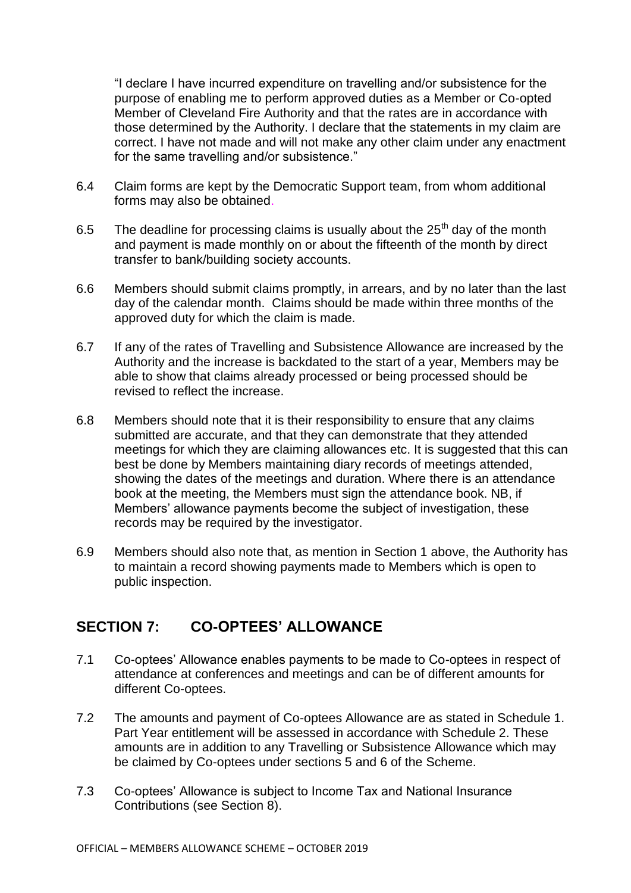"I declare I have incurred expenditure on travelling and/or subsistence for the purpose of enabling me to perform approved duties as a Member or Co-opted Member of Cleveland Fire Authority and that the rates are in accordance with those determined by the Authority. I declare that the statements in my claim are correct. I have not made and will not make any other claim under any enactment for the same travelling and/or subsistence."

6.4 Claim forms are kept by the Democratic Support team, from whom additional forms may also be obtained.

6.5 The deadline for processing claims is usually about the 25th day of the month and payment is made monthly on or about the fifteenth of the month by direct transfer to bank/building society accounts.

6.6 Members should submit claims promptly, in arrears, and by no later than the last day of the calendar month. Claims should be made within three months of the approved duty for which the claim is made.

6.7 If any of the rates of Travelling and Subsistence Allowance are increased by the Authority and the increase is backdated to the start of a year, Members may be able to show that claims already processed or being processed should be revised to reflect the increase.

6.8 Members should note that it is their responsibility to ensure that any claims submitted are accurate, and that they can demonstrate that they attended meetings for which they are claiming allowances etc. It is suggested that this can best be done by Members maintaining diary records of meetings attended, showing the dates of the meetings and duration. Where there is an attendance book at the meeting, the Members must sign the attendance book. NB, if Members' allowance payments become the subject of investigation, these records may be required by the investigator.

6.9 Members should also note that, as mention in Section 1 above, the Authority has to maintain a record showing payments made to Members which is open to public inspection.

## SECTION 7: CO-OPTEES' ALLOWANCE

7.1 Co-optees' Allowance enables payments to be made to Co-optees in respect of attendance at conferences and meetings and can be of different amounts for different Co-optees.

7.2 The amounts and payment of Co-optees Allowance are as stated in Schedule 1. Part Year entitlement will be assessed in accordance with Schedule 2. These amounts are in addition to any Travelling or Subsistence Allowance which may be claimed by Co-optees under sections 5 and 6 of the Scheme.

7.3 Co-optees' Allowance is subject to Income Tax and National Insurance Contributions (see Section 8).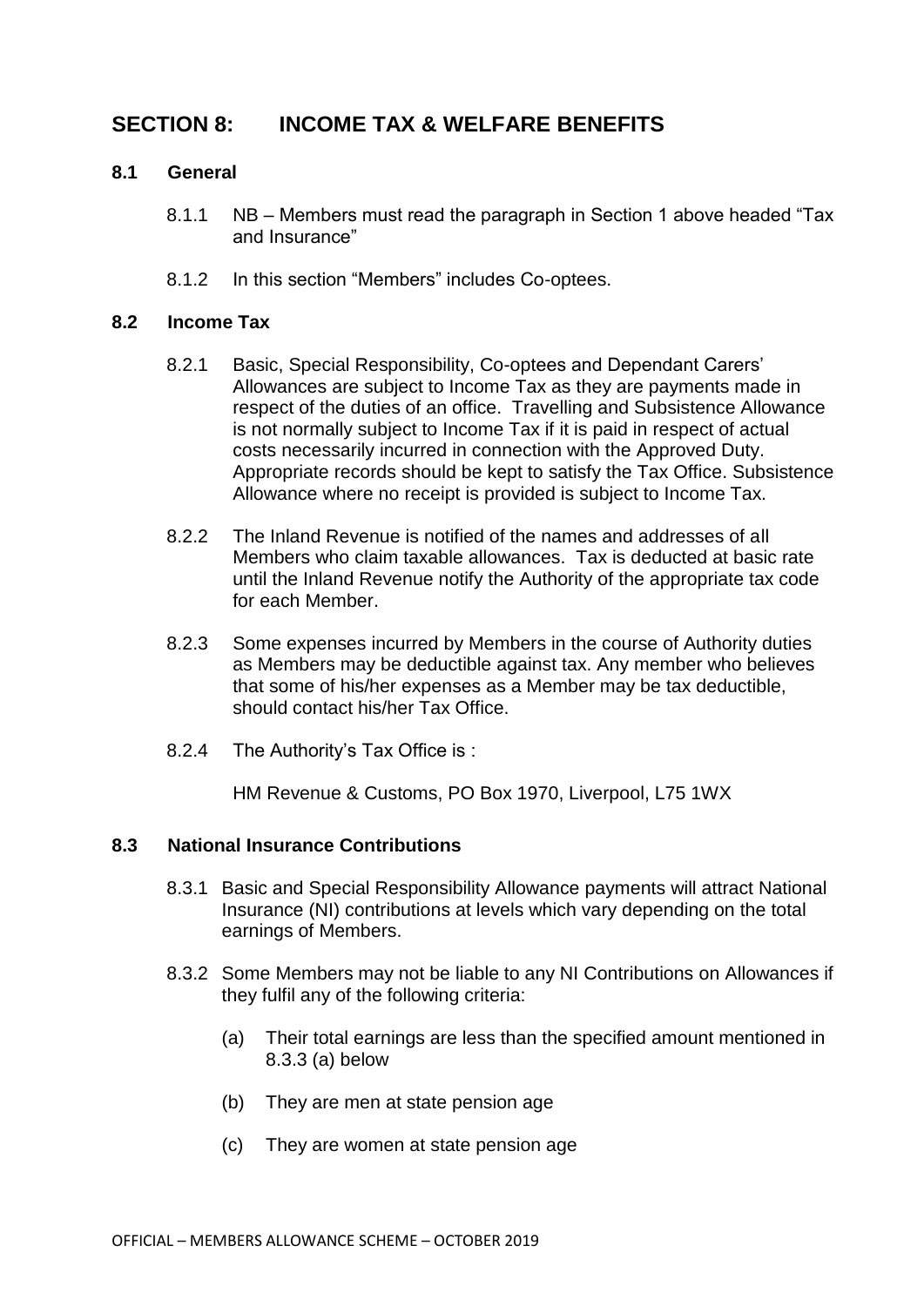# SECTION 8: INCOME TAX & WELFARE BENEFITS

## 8.1 General

8.1.1 NB – Members must read the paragraph in Section 1 above headed "Tax and Insurance"

8.1.2 In this section "Members" includes Co-optees.

## 8.2 Income Tax

8.2.1 Basic, Special Responsibility, Co-optees and Dependant Carers' Allowances are subject to Income Tax as they are payments made in respect of the duties of an office. Travelling and Subsistence Allowance is not normally subject to Income Tax if it is paid in respect of actual costs necessarily incurred in connection with the Approved Duty. Appropriate records should be kept to satisfy the Tax Office. Subsistence Allowance where no receipt is provided is subject to Income Tax.

8.2.2 The Inland Revenue is notified of the names and addresses of all Members who claim taxable allowances. Tax is deducted at basic rate until the Inland Revenue notify the Authority of the appropriate tax code for each Member.

8.2.3 Some expenses incurred by Members in the course of Authority duties as Members may be deductible against tax. Any member who believes that some of his/her expenses as a Member may be tax deductible, should contact his/her Tax Office.

8.2.4 The Authority's Tax Office is :

HM Revenue & Customs, PO Box 1970, Liverpool, L75 1WX

## 8.3 National Insurance Contributions

8.3.1 Basic and Special Responsibility Allowance payments will attract National Insurance (NI) contributions at levels which vary depending on the total earnings of Members.

8.3.2 Some Members may not be liable to any NI Contributions on Allowances if they fulfil any of the following criteria:

(a) Their total earnings are less than the specified amount mentioned in 8.3.3 (a) below

(b) They are men at state pension age

(c) They are women at state pension age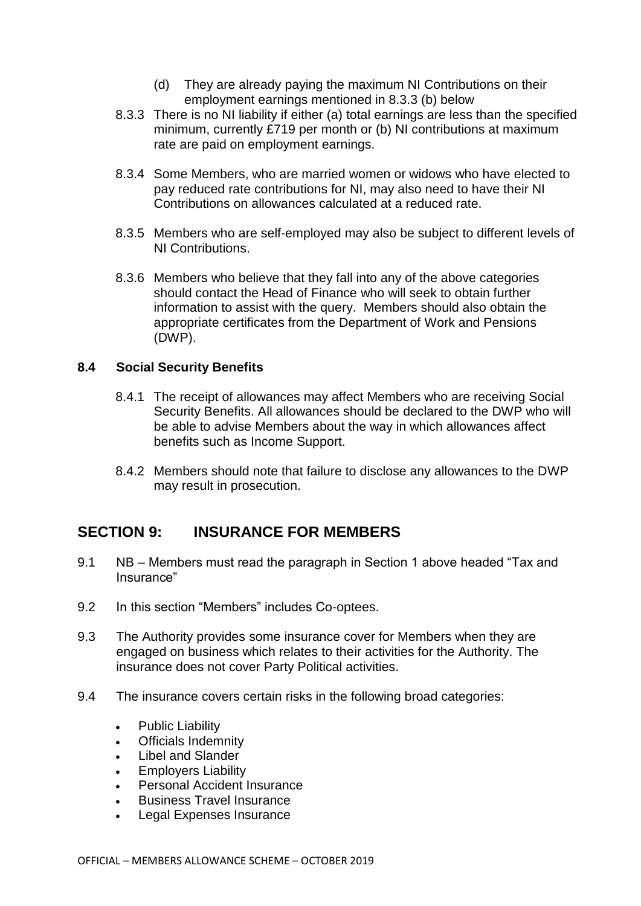(d) They are already paying the maximum NI Contributions on their employment earnings mentioned in 8.3.3 (b) below

8.3.3 There is no NI liability if either (a) total earnings are less than the specified minimum, currently £719 per month or (b) NI contributions at maximum rate are paid on employment earnings.

8.3.4 Some Members, who are married women or widows who have elected to pay reduced rate contributions for NI, may also need to have their NI Contributions on allowances calculated at a reduced rate.

8.3.5 Members who are self-employed may also be subject to different levels of NI Contributions.

8.3.6 Members who believe that they fall into any of the above categories should contact the Head of Finance who will seek to obtain further information to assist with the query. Members should also obtain the appropriate certificates from the Department of Work and Pensions (DWP).

### 8.4 Social Security Benefits

8.4.1 The receipt of allowances may affect Members who are receiving Social Security Benefits. All allowances should be declared to the DWP who will be able to advise Members about the way in which allowances affect benefits such as Income Support.

8.4.2 Members should note that failure to disclose any allowances to the DWP may result in prosecution.

## SECTION 9: INSURANCE FOR MEMBERS

9.1 NB – Members must read the paragraph in Section 1 above headed "Tax and Insurance"

9.2 In this section "Members" includes Co-optees.

9.3 The Authority provides some insurance cover for Members when they are engaged on business which relates to their activities for the Authority. The insurance does not cover Party Political activities.

9.4 The insurance covers certain risks in the following broad categories:

- Public Liability
- Officials Indemnity
- Libel and Slander
- Employers Liability
- Personal Accident Insurance
- Business Travel Insurance
- Legal Expenses Insurance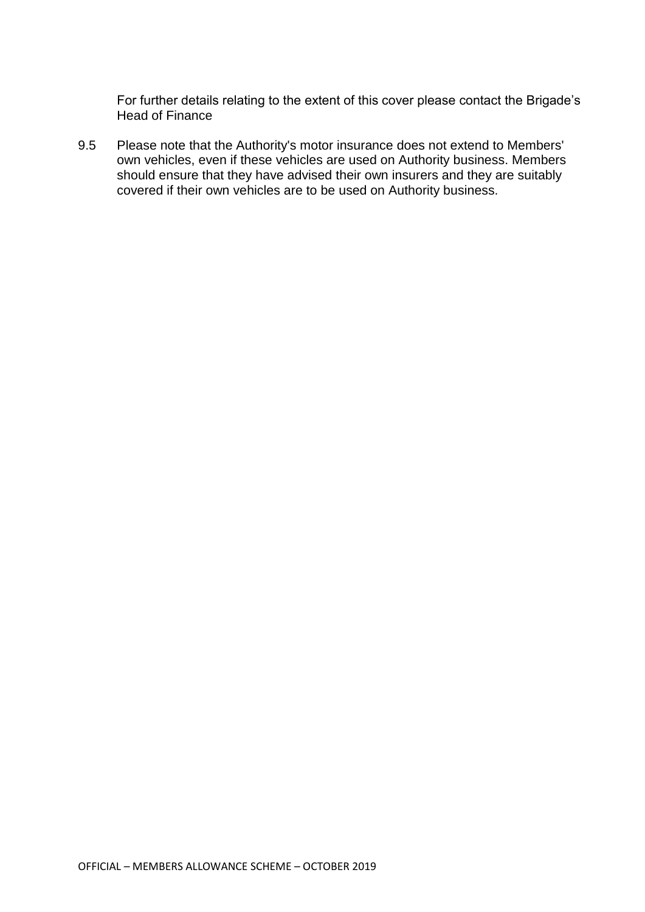For further details relating to the extent of this cover please contact the Brigade's Head of Finance

9.5 Please note that the Authority's motor insurance does not extend to Members' own vehicles, even if these vehicles are used on Authority business. Members should ensure that they have advised their own insurers and they are suitably covered if their own vehicles are to be used on Authority business.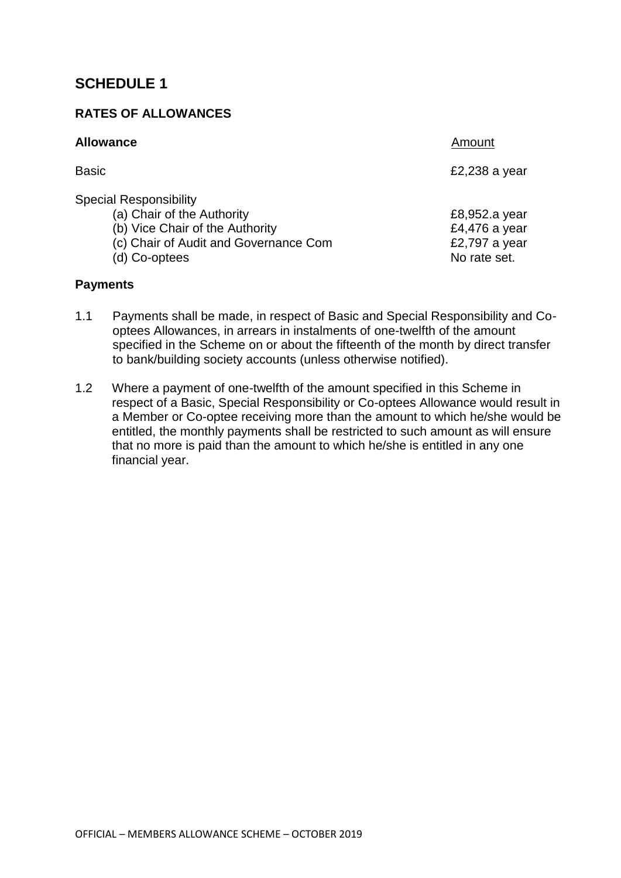# SCHEDULE 1

## RATES OF ALLOWANCES

| **Allowance** | Amount |
| --- | --- |
| Basic | £2,238 a year |
| Special Responsibility | |
| (a) Chair of the Authority | £8,952.a year |
| (b) Vice Chair of the Authority | £4,476 a year |
| (c) Chair of Audit and Governance Com | £2,797 a year |
| (d) Co-optees | No rate set. |

**Payments**

1.1 Payments shall be made, in respect of Basic and Special Responsibility and Co-optees Allowances, in arrears in instalments of one-twelfth of the amount specified in the Scheme on or about the fifteenth of the month by direct transfer to bank/building society accounts (unless otherwise notified).

1.2 Where a payment of one-twelfth of the amount specified in this Scheme in respect of a Basic, Special Responsibility or Co-optees Allowance would result in a Member or Co-optee receiving more than the amount to which he/she would be entitled, the monthly payments shall be restricted to such amount as will ensure that no more is paid than the amount to which he/she is entitled in any one financial year.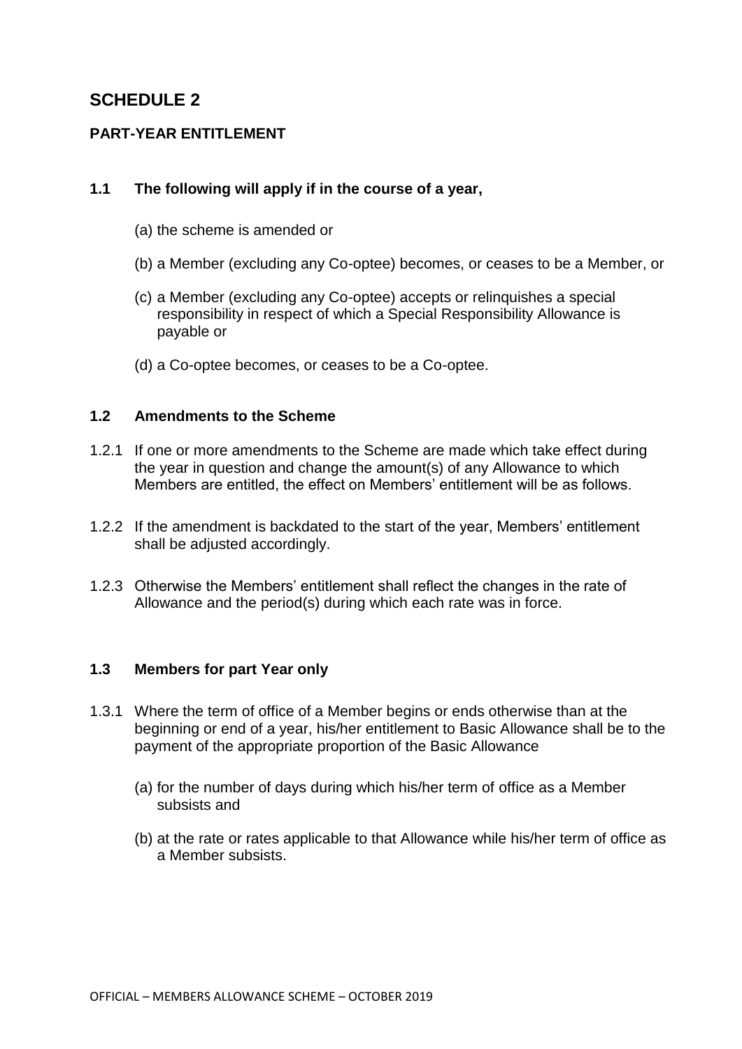# SCHEDULE 2

## PART-YEAR ENTITLEMENT

### 1.1 The following will apply if in the course of a year,

(a) the scheme is amended or

(b) a Member (excluding any Co-optee) becomes, or ceases to be a Member, or

(c) a Member (excluding any Co-optee) accepts or relinquishes a special responsibility in respect of which a Special Responsibility Allowance is payable or

(d) a Co-optee becomes, or ceases to be a Co-optee.

### 1.2 Amendments to the Scheme

1.2.1 If one or more amendments to the Scheme are made which take effect during the year in question and change the amount(s) of any Allowance to which Members are entitled, the effect on Members' entitlement will be as follows.

1.2.2 If the amendment is backdated to the start of the year, Members' entitlement shall be adjusted accordingly.

1.2.3 Otherwise the Members' entitlement shall reflect the changes in the rate of Allowance and the period(s) during which each rate was in force.

### 1.3 Members for part Year only

1.3.1 Where the term of office of a Member begins or ends otherwise than at the beginning or end of a year, his/her entitlement to Basic Allowance shall be to the payment of the appropriate proportion of the Basic Allowance

(a) for the number of days during which his/her term of office as a Member subsists and

(b) at the rate or rates applicable to that Allowance while his/her term of office as a Member subsists.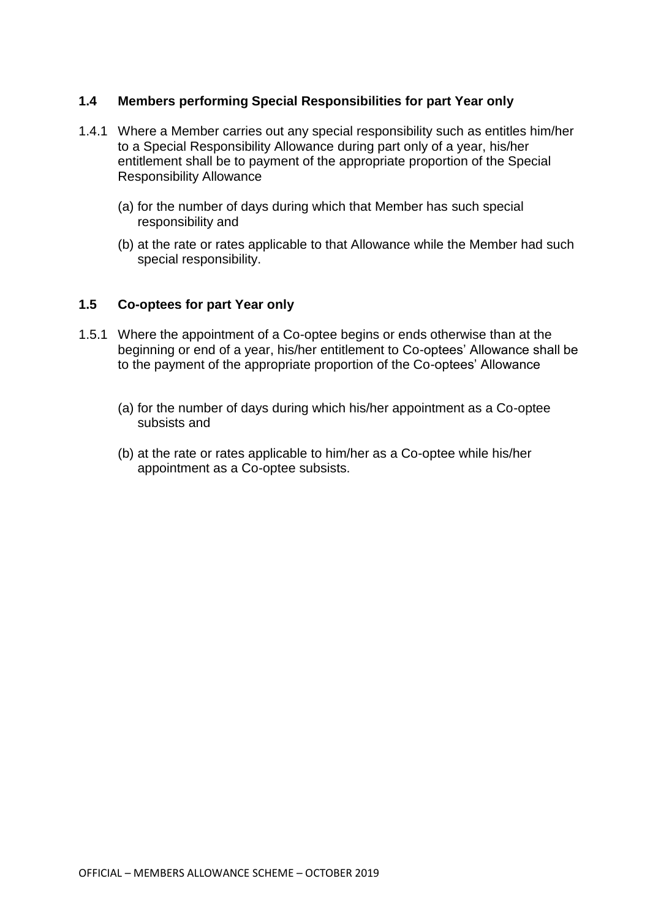### 1.4 Members performing Special Responsibilities for part Year only

1.4.1 Where a Member carries out any special responsibility such as entitles him/her to a Special Responsibility Allowance during part only of a year, his/her entitlement shall be to payment of the appropriate proportion of the Special Responsibility Allowance

(a) for the number of days during which that Member has such special responsibility and

(b) at the rate or rates applicable to that Allowance while the Member had such special responsibility.

### 1.5 Co-optees for part Year only

1.5.1 Where the appointment of a Co-optee begins or ends otherwise than at the beginning or end of a year, his/her entitlement to Co-optees' Allowance shall be to the payment of the appropriate proportion of the Co-optees' Allowance

(a) for the number of days during which his/her appointment as a Co-optee subsists and

(b) at the rate or rates applicable to him/her as a Co-optee while his/her appointment as a Co-optee subsists.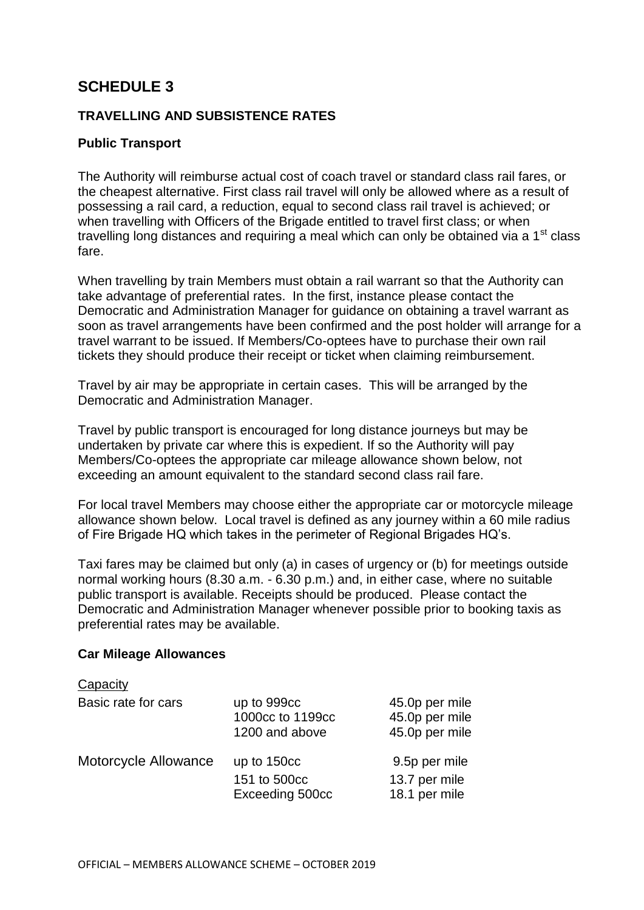# SCHEDULE 3

### TRAVELLING AND SUBSISTENCE RATES

### Public Transport

The Authority will reimburse actual cost of coach travel or standard class rail fares, or the cheapest alternative. First class rail travel will only be allowed where as a result of possessing a rail card, a reduction, equal to second class rail travel is achieved; or when travelling with Officers of the Brigade entitled to travel first class; or when travelling long distances and requiring a meal which can only be obtained via a 1st class fare.

When travelling by train Members must obtain a rail warrant so that the Authority can take advantage of preferential rates. In the first, instance please contact the Democratic and Administration Manager for guidance on obtaining a travel warrant as soon as travel arrangements have been confirmed and the post holder will arrange for a travel warrant to be issued. If Members/Co-optees have to purchase their own rail tickets they should produce their receipt or ticket when claiming reimbursement.

Travel by air may be appropriate in certain cases. This will be arranged by the Democratic and Administration Manager.

Travel by public transport is encouraged for long distance journeys but may be undertaken by private car where this is expedient. If so the Authority will pay Members/Co-optees the appropriate car mileage allowance shown below, not exceeding an amount equivalent to the standard second class rail fare.

For local travel Members may choose either the appropriate car or motorcycle mileage allowance shown below. Local travel is defined as any journey within a 60 mile radius of Fire Brigade HQ which takes in the perimeter of Regional Brigades HQ's.

Taxi fares may be claimed but only (a) in cases of urgency or (b) for meetings outside normal working hours (8.30 a.m. - 6.30 p.m.) and, in either case, where no suitable public transport is available. Receipts should be produced. Please contact the Democratic and Administration Manager whenever possible prior to booking taxis as preferential rates may be available.

### Car Mileage Allowances

| Capacity | | |
|---|---|---|
| Basic rate for cars | up to 999cc | 45.0p per mile |
| | 1000cc to 1199cc | 45.0p per mile |
| | 1200 and above | 45.0p per mile |
| Motorcycle Allowance | up to 150cc | 9.5p per mile |
| | 151 to 500cc | 13.7 per mile |
| | Exceeding 500cc | 18.1 per mile |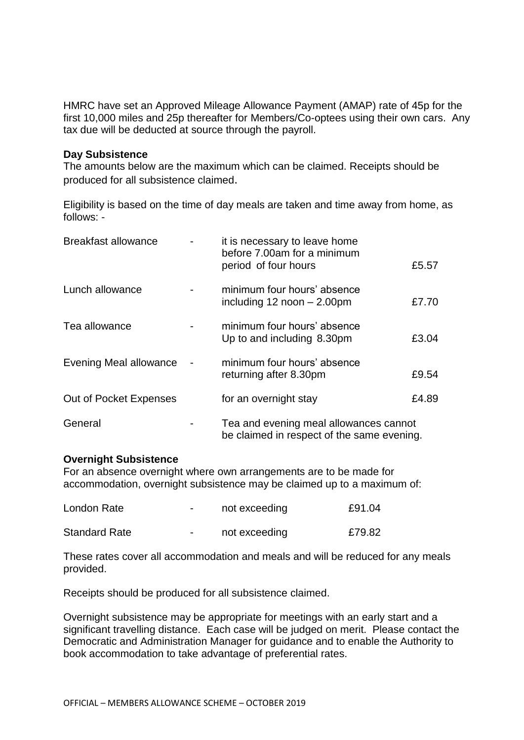HMRC have set an Approved Mileage Allowance Payment (AMAP) rate of 45p for the first 10,000 miles and 25p thereafter for Members/Co-optees using their own cars. Any tax due will be deducted at source through the payroll.

**Day Subsistence**

The amounts below are the maximum which can be claimed. Receipts should be produced for all subsistence claimed.

Eligibility is based on the time of day meals are taken and time away from home, as follows: -

| | | | |
|---|---|---|---|
| Breakfast allowance | - | it is necessary to leave home before 7.00am for a minimum period of four hours | £5.57 |
| Lunch allowance | - | minimum four hours' absence including 12 noon – 2.00pm | £7.70 |
| Tea allowance | - | minimum four hours' absence Up to and including 8.30pm | £3.04 |
| Evening Meal allowance | - | minimum four hours' absence returning after 8.30pm | £9.54 |
| Out of Pocket Expenses | | for an overnight stay | £4.89 |
| General | - | Tea and evening meal allowances cannot be claimed in respect of the same evening. | |

**Overnight Subsistence**

For an absence overnight where own arrangements are to be made for accommodation, overnight subsistence may be claimed up to a maximum of:

| | | | |
|---|---|---|---|
| London Rate | - | not exceeding | £91.04 |
| Standard Rate | - | not exceeding | £79.82 |

These rates cover all accommodation and meals and will be reduced for any meals provided.

Receipts should be produced for all subsistence claimed.

Overnight subsistence may be appropriate for meetings with an early start and a significant travelling distance. Each case will be judged on merit. Please contact the Democratic and Administration Manager for guidance and to enable the Authority to book accommodation to take advantage of preferential rates.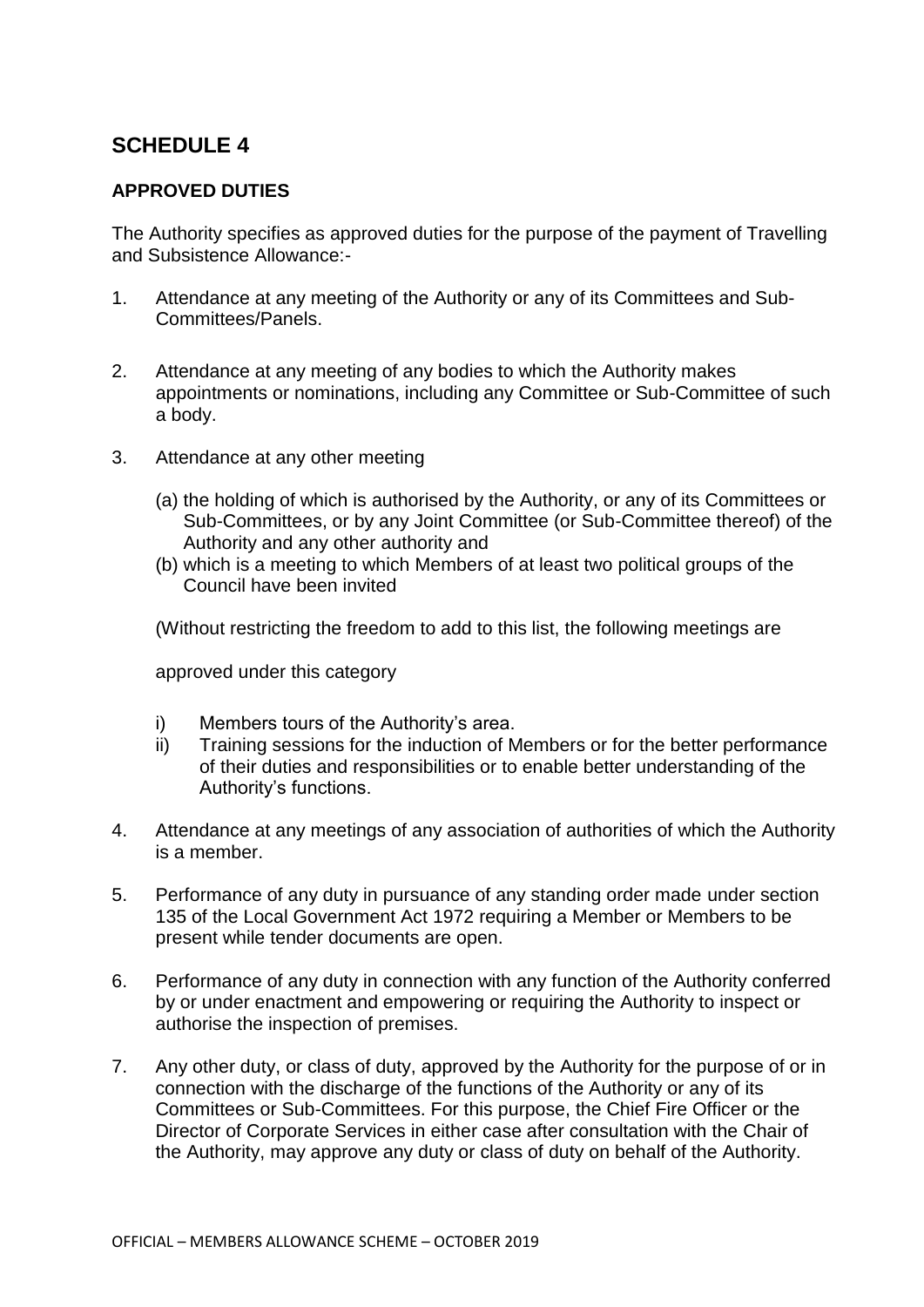## SCHEDULE 4

**APPROVED DUTIES**

The Authority specifies as approved duties for the purpose of the payment of Travelling and Subsistence Allowance:-

1. Attendance at any meeting of the Authority or any of its Committees and Sub-Committees/Panels.

2. Attendance at any meeting of any bodies to which the Authority makes appointments or nominations, including any Committee or Sub-Committee of such a body.

3. Attendance at any other meeting

   (a) the holding of which is authorised by the Authority, or any of its Committees or Sub-Committees, or by any Joint Committee (or Sub-Committee thereof) of the Authority and any other authority and
   (b) which is a meeting to which Members of at least two political groups of the Council have been invited

   (Without restricting the freedom to add to this list, the following meetings are

   approved under this category

   i) Members tours of the Authority's area.
   ii) Training sessions for the induction of Members or for the better performance of their duties and responsibilities or to enable better understanding of the Authority's functions.

4. Attendance at any meetings of any association of authorities of which the Authority is a member.

5. Performance of any duty in pursuance of any standing order made under section 135 of the Local Government Act 1972 requiring a Member or Members to be present while tender documents are open.

6. Performance of any duty in connection with any function of the Authority conferred by or under enactment and empowering or requiring the Authority to inspect or authorise the inspection of premises.

7. Any other duty, or class of duty, approved by the Authority for the purpose of or in connection with the discharge of the functions of the Authority or any of its Committees or Sub-Committees. For this purpose, the Chief Fire Officer or the Director of Corporate Services in either case after consultation with the Chair of the Authority, may approve any duty or class of duty on behalf of the Authority.